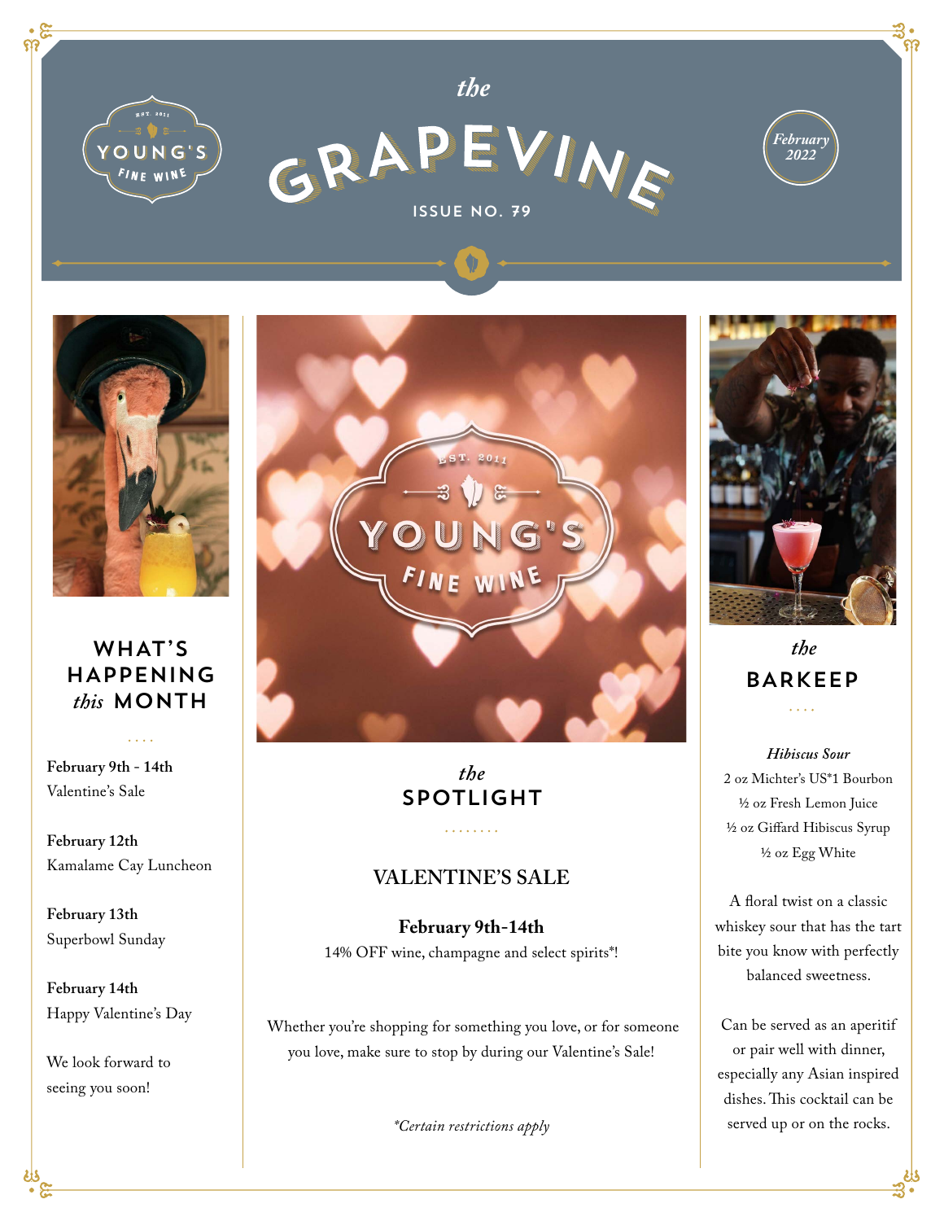# the GRAPEVINE

ISSUE NO. 79

February 2022

YOUNG'S FINE WINE — EST. 2011

## WHAT'S HAPPENING *this* MONTH

**February 9th - 14th**
Valentine's Sale

**February 12th**
Kamalame Cay Luncheon

**February 13th**
Superbowl Sunday

**February 14th**
Happy Valentine's Day

We look forward to seeing you soon!

## *the* SPOTLIGHT

### VALENTINE'S SALE

**February 9th-14th**
14% OFF wine, champagne and select spirits*!

Whether you're shopping for something you love, or for someone you love, make sure to stop by during our Valentine's Sale!

*\*Certain restrictions apply*

## *the* BARKEEP

***Hibiscus Sour***
2 oz Michter's US*1 Bourbon
½ oz Fresh Lemon Juice
½ oz Giffard Hibiscus Syrup
½ oz Egg White

A floral twist on a classic whiskey sour that has the tart bite you know with perfectly balanced sweetness.

Can be served as an aperitif or pair well with dinner, especially any Asian inspired dishes. This cocktail can be served up or on the rocks.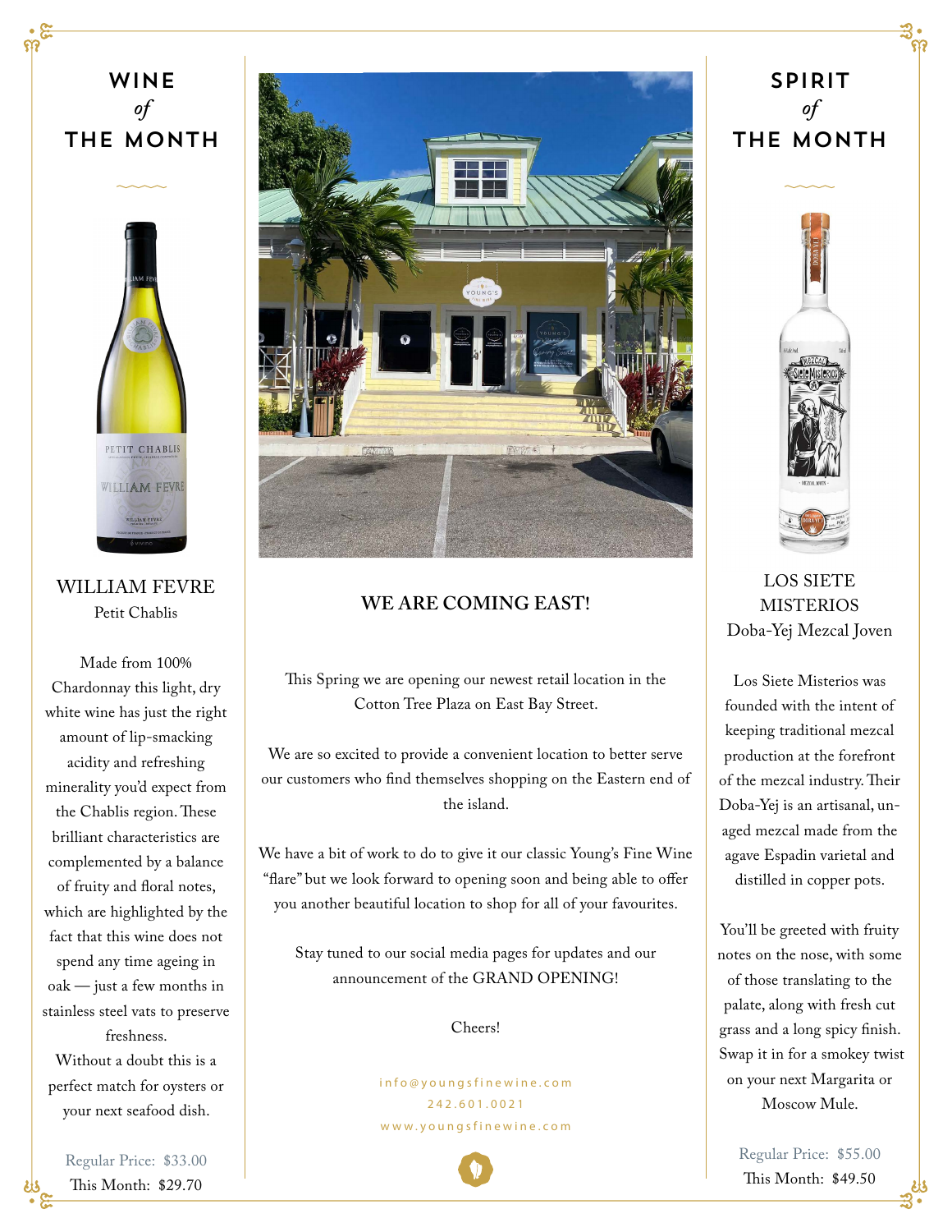## WINE *of* THE MONTH

WILLIAM FEVRE

Petit Chablis

Made from 100% Chardonnay this light, dry white wine has just the right amount of lip-smacking acidity and refreshing minerality you'd expect from the Chablis region. These brilliant characteristics are complemented by a balance of fruity and floral notes, which are highlighted by the fact that this wine does not spend any time ageing in oak — just a few months in stainless steel vats to preserve freshness.

Without a doubt this is a perfect match for oysters or your next seafood dish.

Regular Price: $33.00

This Month: $29.70

## WE ARE COMING EAST!

This Spring we are opening our newest retail location in the Cotton Tree Plaza on East Bay Street.

We are so excited to provide a convenient location to better serve our customers who find themselves shopping on the Eastern end of the island.

We have a bit of work to do to give it our classic Young's Fine Wine "flare" but we look forward to opening soon and being able to offer you another beautiful location to shop for all of your favourites.

Stay tuned to our social media pages for updates and our announcement of the GRAND OPENING!

Cheers!

info@youngsfinewine.com

242.601.0021

www.youngsfinewine.com

## SPIRIT *of* THE MONTH

LOS SIETE MISTERIOS

Doba-Yej Mezcal Joven

Los Siete Misterios was founded with the intent of keeping traditional mezcal production at the forefront of the mezcal industry. Their Doba-Yej is an artisanal, un-aged mezcal made from the agave Espadin varietal and distilled in copper pots.

You'll be greeted with fruity notes on the nose, with some of those translating to the palate, along with fresh cut grass and a long spicy finish. Swap it in for a smokey twist on your next Margarita or Moscow Mule.

Regular Price: $55.00

This Month: $49.50